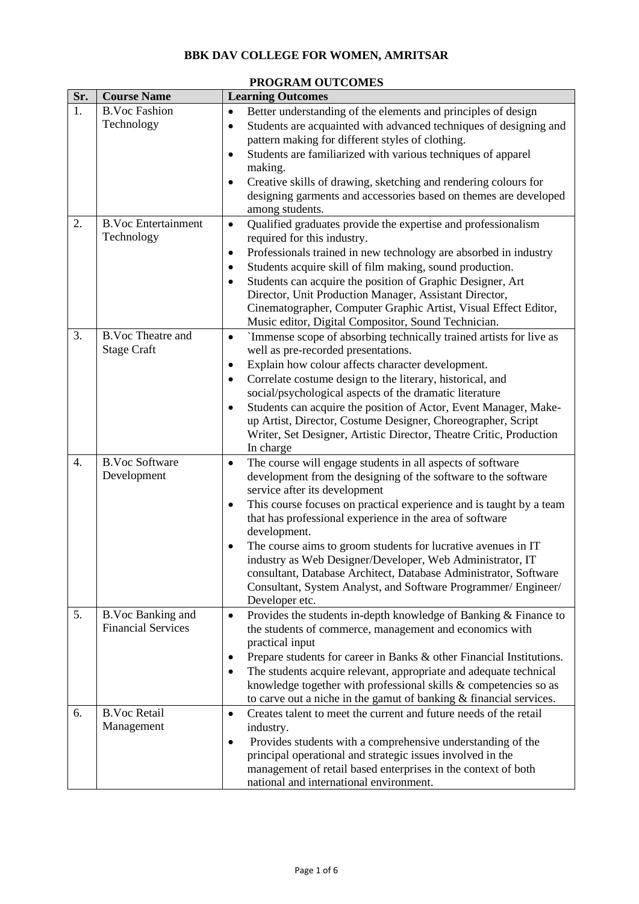# BBK DAV COLLEGE FOR WOMEN, AMRITSAR

## PROGRAM OUTCOMES

| Sr. | Course Name | Learning Outcomes |
|---|---|---|
| 1. | B.Voc Fashion Technology | • Better understanding of the elements and principles of design<br>• Students are acquainted with advanced techniques of designing and pattern making for different styles of clothing.<br>• Students are familiarized with various techniques of apparel making.<br>• Creative skills of drawing, sketching and rendering colours for designing garments and accessories based on themes are developed among students. |
| 2. | B.Voc Entertainment Technology | • Qualified graduates provide the expertise and professionalism required for this industry.<br>• Professionals trained in new technology are absorbed in industry<br>• Students acquire skill of film making, sound production.<br>• Students can acquire the position of Graphic Designer, Art Director, Unit Production Manager, Assistant Director, Cinematographer, Computer Graphic Artist, Visual Effect Editor, Music editor, Digital Compositor, Sound Technician. |
| 3. | B.Voc Theatre and Stage Craft | • `Immense scope of absorbing technically trained artists for live as well as pre-recorded presentations.<br>• Explain how colour affects character development.<br>• Correlate costume design to the literary, historical, and social/psychological aspects of the dramatic literature<br>• Students can acquire the position of Actor, Event Manager, Make-up Artist, Director, Costume Designer, Choreographer, Script Writer, Set Designer, Artistic Director, Theatre Critic, Production In charge |
| 4. | B.Voc Software Development | • The course will engage students in all aspects of software development from the designing of the software to the software service after its development<br>• This course focuses on practical experience and is taught by a team that has professional experience in the area of software development.<br>• The course aims to groom students for lucrative avenues in IT industry as Web Designer/Developer, Web Administrator, IT consultant, Database Architect, Database Administrator, Software Consultant, System Analyst, and Software Programmer/ Engineer/ Developer etc. |
| 5. | B.Voc Banking and Financial Services | • Provides the students in-depth knowledge of Banking & Finance to the students of commerce, management and economics with practical input<br>• Prepare students for career in Banks & other Financial Institutions.<br>• The students acquire relevant, appropriate and adequate technical knowledge together with professional skills & competencies so as to carve out a niche in the gamut of banking & financial services. |
| 6. | B.Voc Retail Management | • Creates talent to meet the current and future needs of the retail industry.<br>• Provides students with a comprehensive understanding of the principal operational and strategic issues involved in the management of retail based enterprises in the context of both national and international environment. |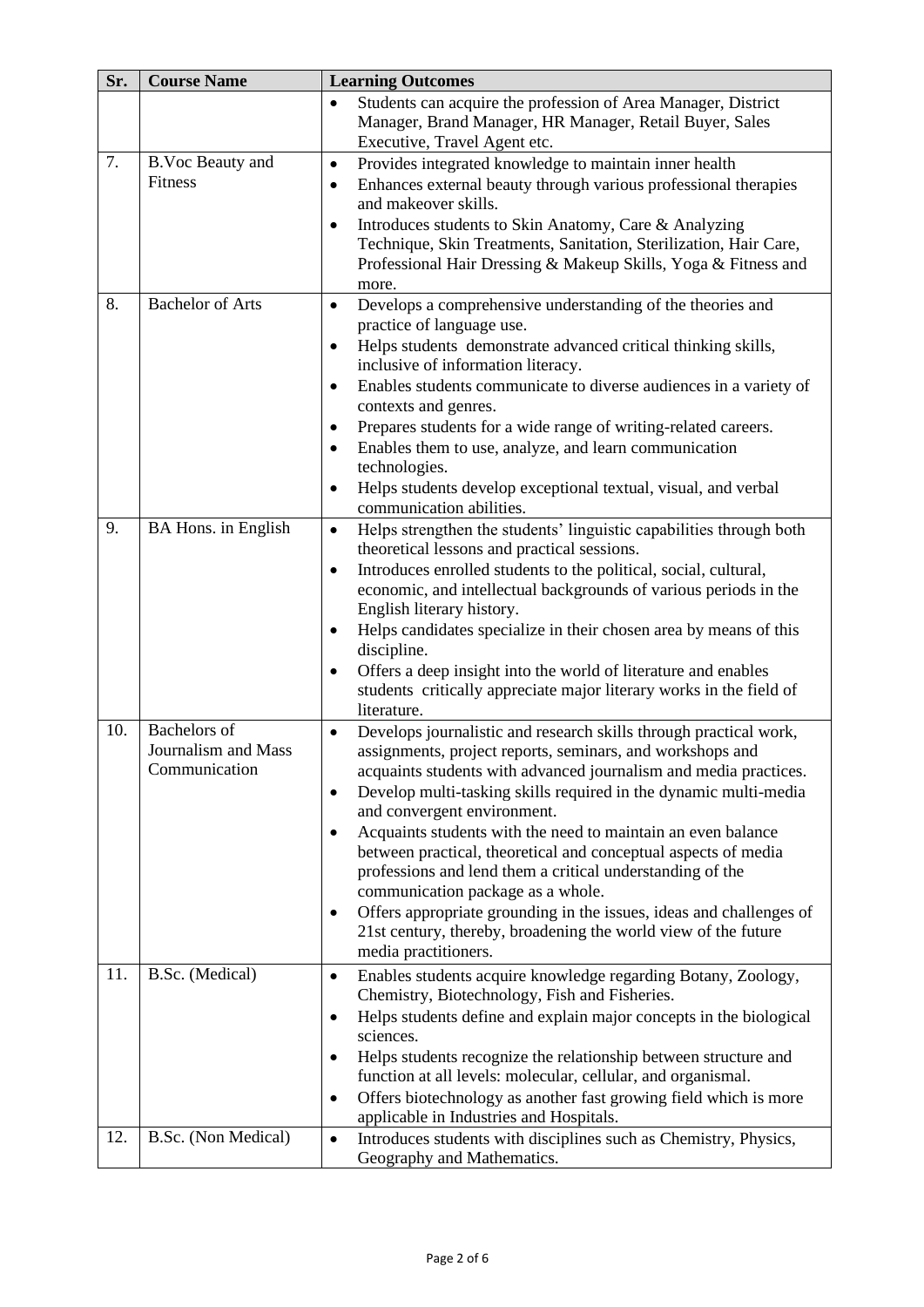| Sr. | Course Name | Learning Outcomes |
|---|---|---|
| | | • Students can acquire the profession of Area Manager, District Manager, Brand Manager, HR Manager, Retail Buyer, Sales Executive, Travel Agent etc. |
| 7. | B.Voc Beauty and Fitness | • Provides integrated knowledge to maintain inner health<br>• Enhances external beauty through various professional therapies and makeover skills.<br>• Introduces students to Skin Anatomy, Care & Analyzing Technique, Skin Treatments, Sanitation, Sterilization, Hair Care, Professional Hair Dressing & Makeup Skills, Yoga & Fitness and more. |
| 8. | Bachelor of Arts | • Develops a comprehensive understanding of the theories and practice of language use.<br>• Helps students demonstrate advanced critical thinking skills, inclusive of information literacy.<br>• Enables students communicate to diverse audiences in a variety of contexts and genres.<br>• Prepares students for a wide range of writing-related careers.<br>• Enables them to use, analyze, and learn communication technologies.<br>• Helps students develop exceptional textual, visual, and verbal communication abilities. |
| 9. | BA Hons. in English | • Helps strengthen the students' linguistic capabilities through both theoretical lessons and practical sessions.<br>• Introduces enrolled students to the political, social, cultural, economic, and intellectual backgrounds of various periods in the English literary history.<br>• Helps candidates specialize in their chosen area by means of this discipline.<br>• Offers a deep insight into the world of literature and enables students critically appreciate major literary works in the field of literature. |
| 10. | Bachelors of Journalism and Mass Communication | • Develops journalistic and research skills through practical work, assignments, project reports, seminars, and workshops and acquaints students with advanced journalism and media practices.<br>• Develop multi-tasking skills required in the dynamic multi-media and convergent environment.<br>• Acquaints students with the need to maintain an even balance between practical, theoretical and conceptual aspects of media professions and lend them a critical understanding of the communication package as a whole.<br>• Offers appropriate grounding in the issues, ideas and challenges of 21st century, thereby, broadening the world view of the future media practitioners. |
| 11. | B.Sc. (Medical) | • Enables students acquire knowledge regarding Botany, Zoology, Chemistry, Biotechnology, Fish and Fisheries.<br>• Helps students define and explain major concepts in the biological sciences.<br>• Helps students recognize the relationship between structure and function at all levels: molecular, cellular, and organismal.<br>• Offers biotechnology as another fast growing field which is more applicable in Industries and Hospitals. |
| 12. | B.Sc. (Non Medical) | • Introduces students with disciplines such as Chemistry, Physics, Geography and Mathematics. |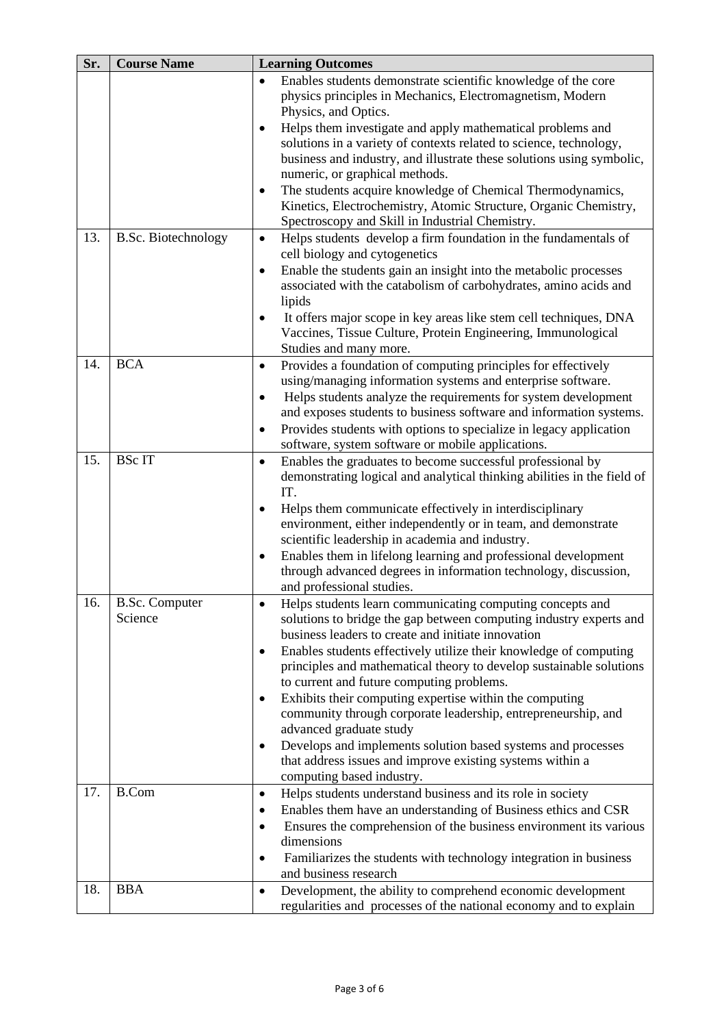| Sr. | Course Name | Learning Outcomes |
|---|---|---|
| | | • Enables students demonstrate scientific knowledge of the core physics principles in Mechanics, Electromagnetism, Modern Physics, and Optics.<br>• Helps them investigate and apply mathematical problems and solutions in a variety of contexts related to science, technology, business and industry, and illustrate these solutions using symbolic, numeric, or graphical methods.<br>• The students acquire knowledge of Chemical Thermodynamics, Kinetics, Electrochemistry, Atomic Structure, Organic Chemistry, Spectroscopy and Skill in Industrial Chemistry. |
| 13. | B.Sc. Biotechnology | • Helps students develop a firm foundation in the fundamentals of cell biology and cytogenetics<br>• Enable the students gain an insight into the metabolic processes associated with the catabolism of carbohydrates, amino acids and lipids<br>• It offers major scope in key areas like stem cell techniques, DNA Vaccines, Tissue Culture, Protein Engineering, Immunological Studies and many more. |
| 14. | BCA | • Provides a foundation of computing principles for effectively using/managing information systems and enterprise software.<br>• Helps students analyze the requirements for system development and exposes students to business software and information systems.<br>• Provides students with options to specialize in legacy application software, system software or mobile applications. |
| 15. | BSc IT | • Enables the graduates to become successful professional by demonstrating logical and analytical thinking abilities in the field of IT.<br>• Helps them communicate effectively in interdisciplinary environment, either independently or in team, and demonstrate scientific leadership in academia and industry.<br>• Enables them in lifelong learning and professional development through advanced degrees in information technology, discussion, and professional studies. |
| 16. | B.Sc. Computer Science | • Helps students learn communicating computing concepts and solutions to bridge the gap between computing industry experts and business leaders to create and initiate innovation<br>• Enables students effectively utilize their knowledge of computing principles and mathematical theory to develop sustainable solutions to current and future computing problems.<br>• Exhibits their computing expertise within the computing community through corporate leadership, entrepreneurship, and advanced graduate study<br>• Develops and implements solution based systems and processes that address issues and improve existing systems within a computing based industry. |
| 17. | B.Com | • Helps students understand business and its role in society<br>• Enables them have an understanding of Business ethics and CSR<br>• Ensures the comprehension of the business environment its various dimensions<br>• Familiarizes the students with technology integration in business and business research |
| 18. | BBA | • Development, the ability to comprehend economic development regularities and processes of the national economy and to explain |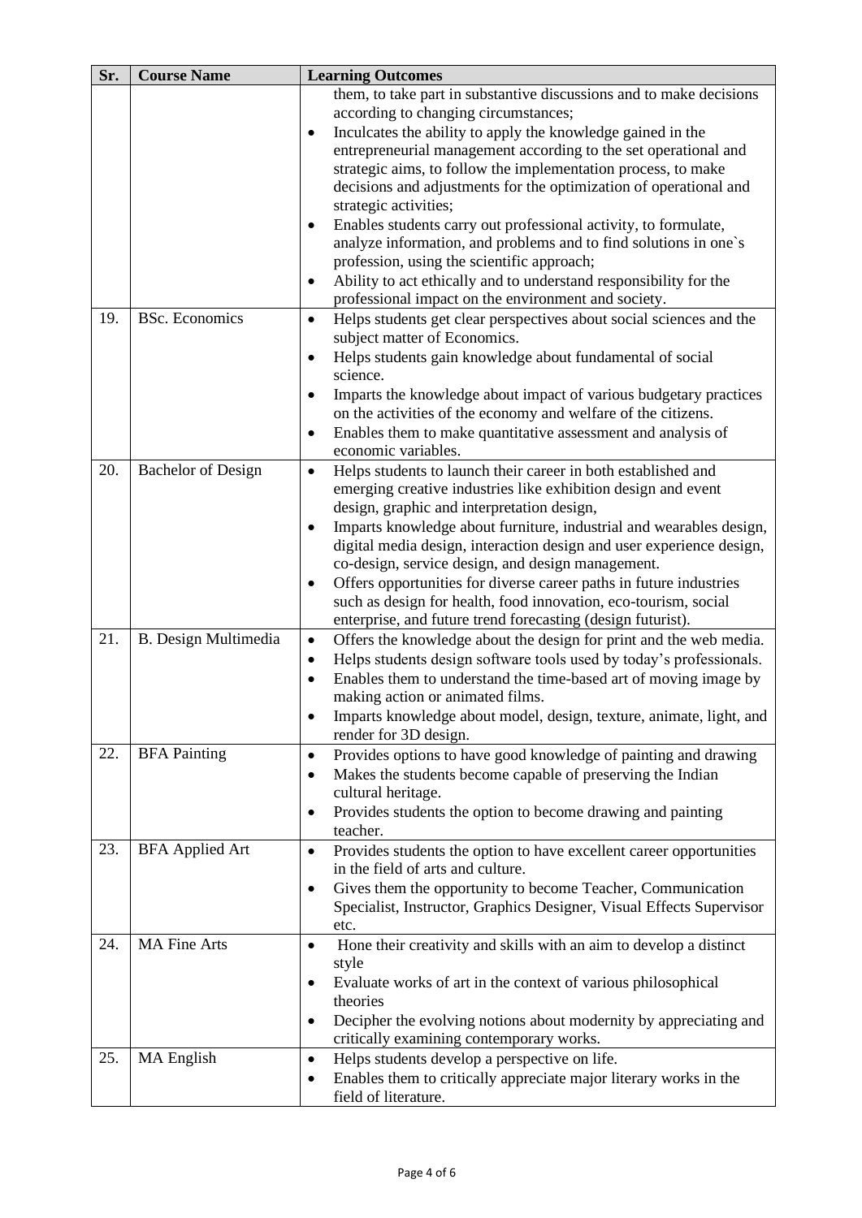| Sr. | Course Name | Learning Outcomes |
|---|---|---|
| | | them, to take part in substantive discussions and to make decisions according to changing circumstances;<br>• Inculcates the ability to apply the knowledge gained in the entrepreneurial management according to the set operational and strategic aims, to follow the implementation process, to make decisions and adjustments for the optimization of operational and strategic activities;<br>• Enables students carry out professional activity, to formulate, analyze information, and problems and to find solutions in one`s profession, using the scientific approach;<br>• Ability to act ethically and to understand responsibility for the professional impact on the environment and society. |
| 19. | BSc. Economics | • Helps students get clear perspectives about social sciences and the subject matter of Economics.<br>• Helps students gain knowledge about fundamental of social science.<br>• Imparts the knowledge about impact of various budgetary practices on the activities of the economy and welfare of the citizens.<br>• Enables them to make quantitative assessment and analysis of economic variables. |
| 20. | Bachelor of Design | • Helps students to launch their career in both established and emerging creative industries like exhibition design and event design, graphic and interpretation design,<br>• Imparts knowledge about furniture, industrial and wearables design, digital media design, interaction design and user experience design, co-design, service design, and design management.<br>• Offers opportunities for diverse career paths in future industries such as design for health, food innovation, eco-tourism, social enterprise, and future trend forecasting (design futurist). |
| 21. | B. Design Multimedia | • Offers the knowledge about the design for print and the web media.<br>• Helps students design software tools used by today's professionals.<br>• Enables them to understand the time-based art of moving image by making action or animated films.<br>• Imparts knowledge about model, design, texture, animate, light, and render for 3D design. |
| 22. | BFA Painting | • Provides options to have good knowledge of painting and drawing<br>• Makes the students become capable of preserving the Indian cultural heritage.<br>• Provides students the option to become drawing and painting teacher. |
| 23. | BFA Applied Art | • Provides students the option to have excellent career opportunities in the field of arts and culture.<br>• Gives them the opportunity to become Teacher, Communication Specialist, Instructor, Graphics Designer, Visual Effects Supervisor etc. |
| 24. | MA Fine Arts | • Hone their creativity and skills with an aim to develop a distinct style<br>• Evaluate works of art in the context of various philosophical theories<br>• Decipher the evolving notions about modernity by appreciating and critically examining contemporary works. |
| 25. | MA English | • Helps students develop a perspective on life.<br>• Enables them to critically appreciate major literary works in the field of literature. |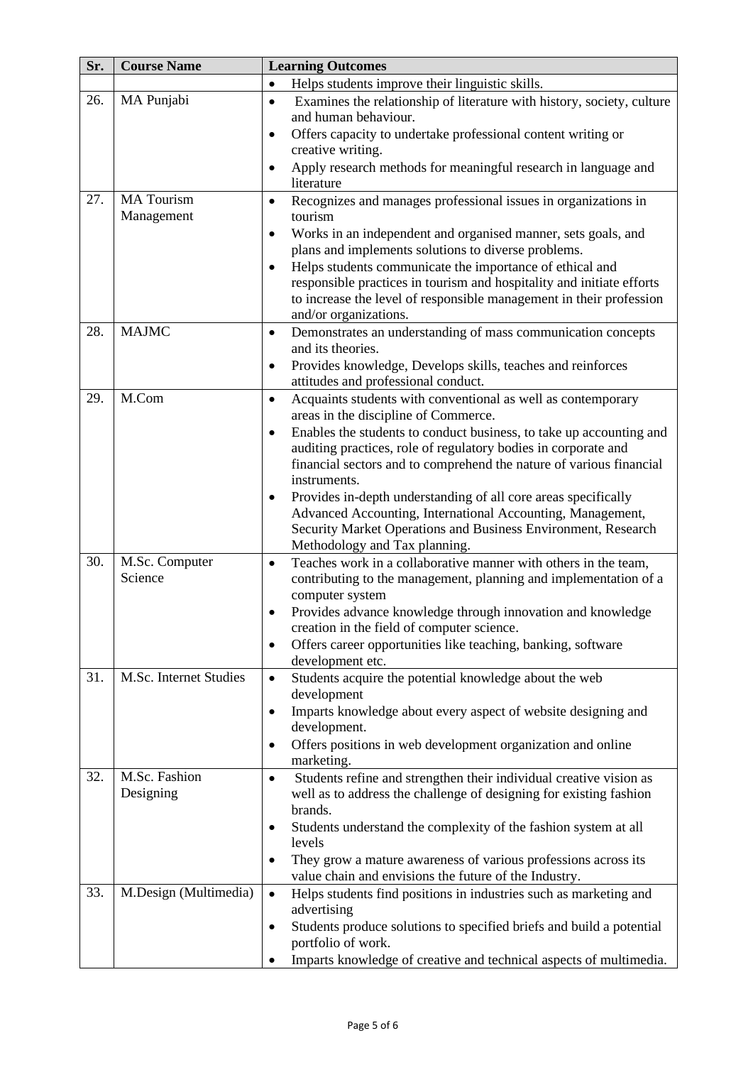| Sr. | Course Name | Learning Outcomes |
|---|---|---|
| | | • Helps students improve their linguistic skills. |
| 26. | MA Punjabi | • Examines the relationship of literature with history, society, culture and human behaviour.<br>• Offers capacity to undertake professional content writing or creative writing.<br>• Apply research methods for meaningful research in language and literature |
| 27. | MA Tourism Management | • Recognizes and manages professional issues in organizations in tourism<br>• Works in an independent and organised manner, sets goals, and plans and implements solutions to diverse problems.<br>• Helps students communicate the importance of ethical and responsible practices in tourism and hospitality and initiate efforts to increase the level of responsible management in their profession and/or organizations. |
| 28. | MAJMC | • Demonstrates an understanding of mass communication concepts and its theories.<br>• Provides knowledge, Develops skills, teaches and reinforces attitudes and professional conduct. |
| 29. | M.Com | • Acquaints students with conventional as well as contemporary areas in the discipline of Commerce.<br>• Enables the students to conduct business, to take up accounting and auditing practices, role of regulatory bodies in corporate and financial sectors and to comprehend the nature of various financial instruments.<br>• Provides in-depth understanding of all core areas specifically Advanced Accounting, International Accounting, Management, Security Market Operations and Business Environment, Research Methodology and Tax planning. |
| 30. | M.Sc. Computer Science | • Teaches work in a collaborative manner with others in the team, contributing to the management, planning and implementation of a computer system<br>• Provides advance knowledge through innovation and knowledge creation in the field of computer science.<br>• Offers career opportunities like teaching, banking, software development etc. |
| 31. | M.Sc. Internet Studies | • Students acquire the potential knowledge about the web development<br>• Imparts knowledge about every aspect of website designing and development.<br>• Offers positions in web development organization and online marketing. |
| 32. | M.Sc. Fashion Designing | • Students refine and strengthen their individual creative vision as well as to address the challenge of designing for existing fashion brands.<br>• Students understand the complexity of the fashion system at all levels<br>• They grow a mature awareness of various professions across its value chain and envisions the future of the Industry. |
| 33. | M.Design (Multimedia) | • Helps students find positions in industries such as marketing and advertising<br>• Students produce solutions to specified briefs and build a potential portfolio of work.<br>• Imparts knowledge of creative and technical aspects of multimedia. |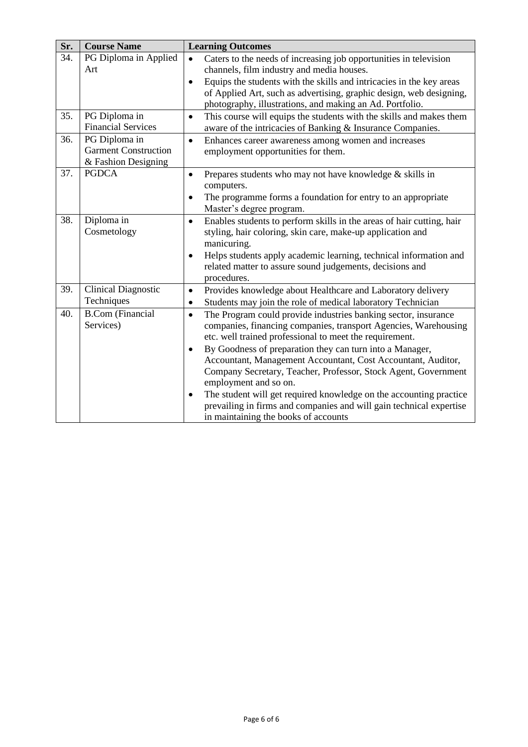| Sr. | Course Name | Learning Outcomes |
|---|---|---|
| 34. | PG Diploma in Applied Art | • Caters to the needs of increasing job opportunities in television channels, film industry and media houses.<br>• Equips the students with the skills and intricacies in the key areas of Applied Art, such as advertising, graphic design, web designing, photography, illustrations, and making an Ad. Portfolio. |
| 35. | PG Diploma in Financial Services | • This course will equips the students with the skills and makes them aware of the intricacies of Banking & Insurance Companies. |
| 36. | PG Diploma in Garment Construction & Fashion Designing | • Enhances career awareness among women and increases employment opportunities for them. |
| 37. | PGDCA | • Prepares students who may not have knowledge & skills in computers.<br>• The programme forms a foundation for entry to an appropriate Master's degree program. |
| 38. | Diploma in Cosmetology | • Enables students to perform skills in the areas of hair cutting, hair styling, hair coloring, skin care, make-up application and manicuring.<br>• Helps students apply academic learning, technical information and related matter to assure sound judgements, decisions and procedures. |
| 39. | Clinical Diagnostic Techniques | • Provides knowledge about Healthcare and Laboratory delivery<br>• Students may join the role of medical laboratory Technician |
| 40. | B.Com (Financial Services) | • The Program could provide industries banking sector, insurance companies, financing companies, transport Agencies, Warehousing etc. well trained professional to meet the requirement.<br>• By Goodness of preparation they can turn into a Manager, Accountant, Management Accountant, Cost Accountant, Auditor, Company Secretary, Teacher, Professor, Stock Agent, Government employment and so on.<br>• The student will get required knowledge on the accounting practice prevailing in firms and companies and will gain technical expertise in maintaining the books of accounts |